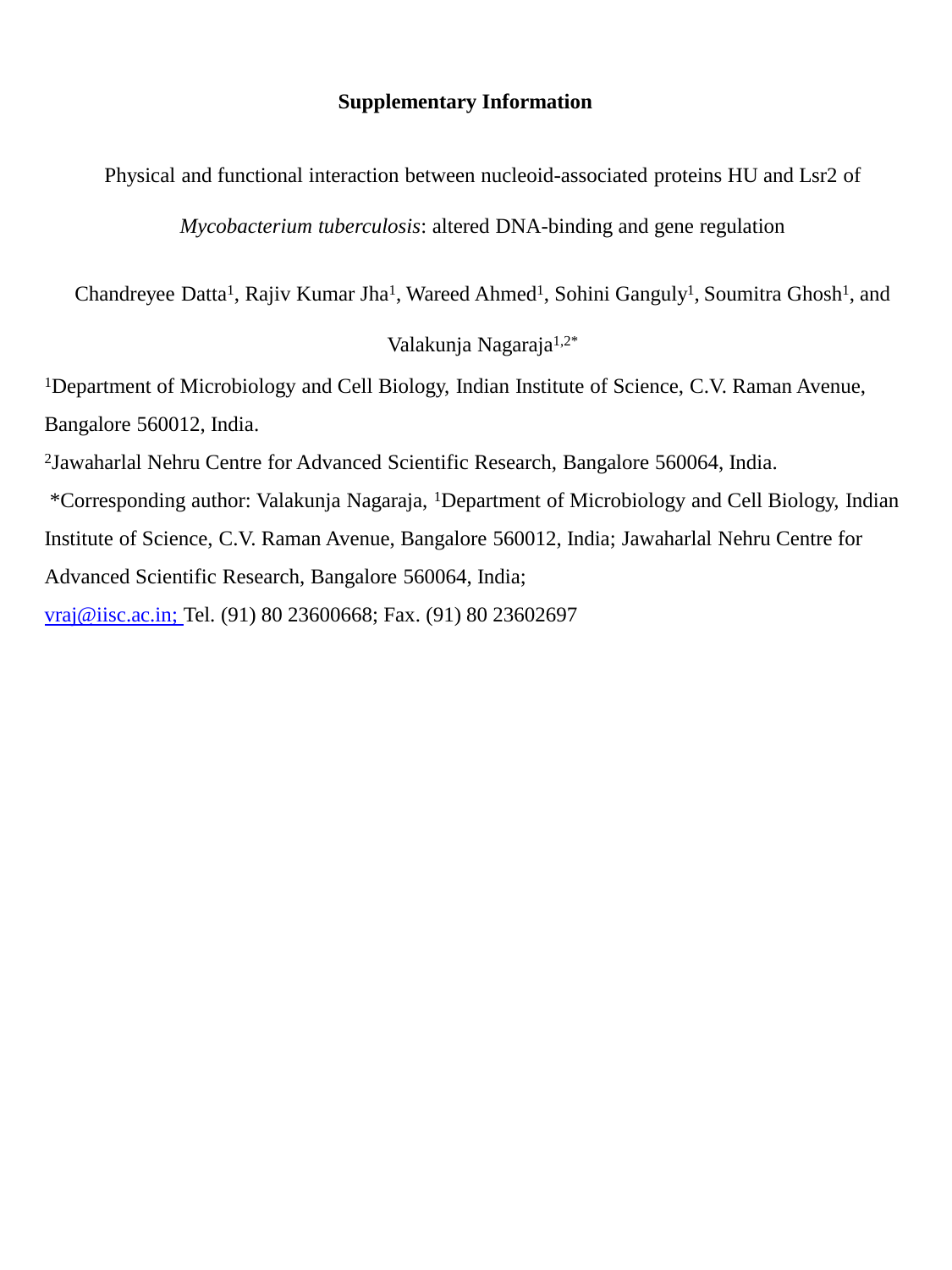**Supplementary Information**

Physical and functional interaction between nucleoid-associated proteins HU and Lsr2 of *Mycobacterium tuberculosis*: altered DNA-binding and gene regulation

Chandreyee Datta[1], Rajiv Kumar Jha[1], Wareed Ahmed[1], Sohini Ganguly[1], Soumitra Ghosh[1], and Valakunja Nagaraja[1,2*]

[1]Department of Microbiology and Cell Biology, Indian Institute of Science, C.V. Raman Avenue, Bangalore 560012, India.

[2]Jawaharlal Nehru Centre for Advanced Scientific Research, Bangalore 560064, India.

*Corresponding author: Valakunja Nagaraja, [1]Department of Microbiology and Cell Biology, Indian Institute of Science, C.V. Raman Avenue, Bangalore 560012, India; Jawaharlal Nehru Centre for Advanced Scientific Research, Bangalore 560064, India;

vraj@iisc.ac.in; Tel. (91) 80 23600668; Fax. (91) 80 23602697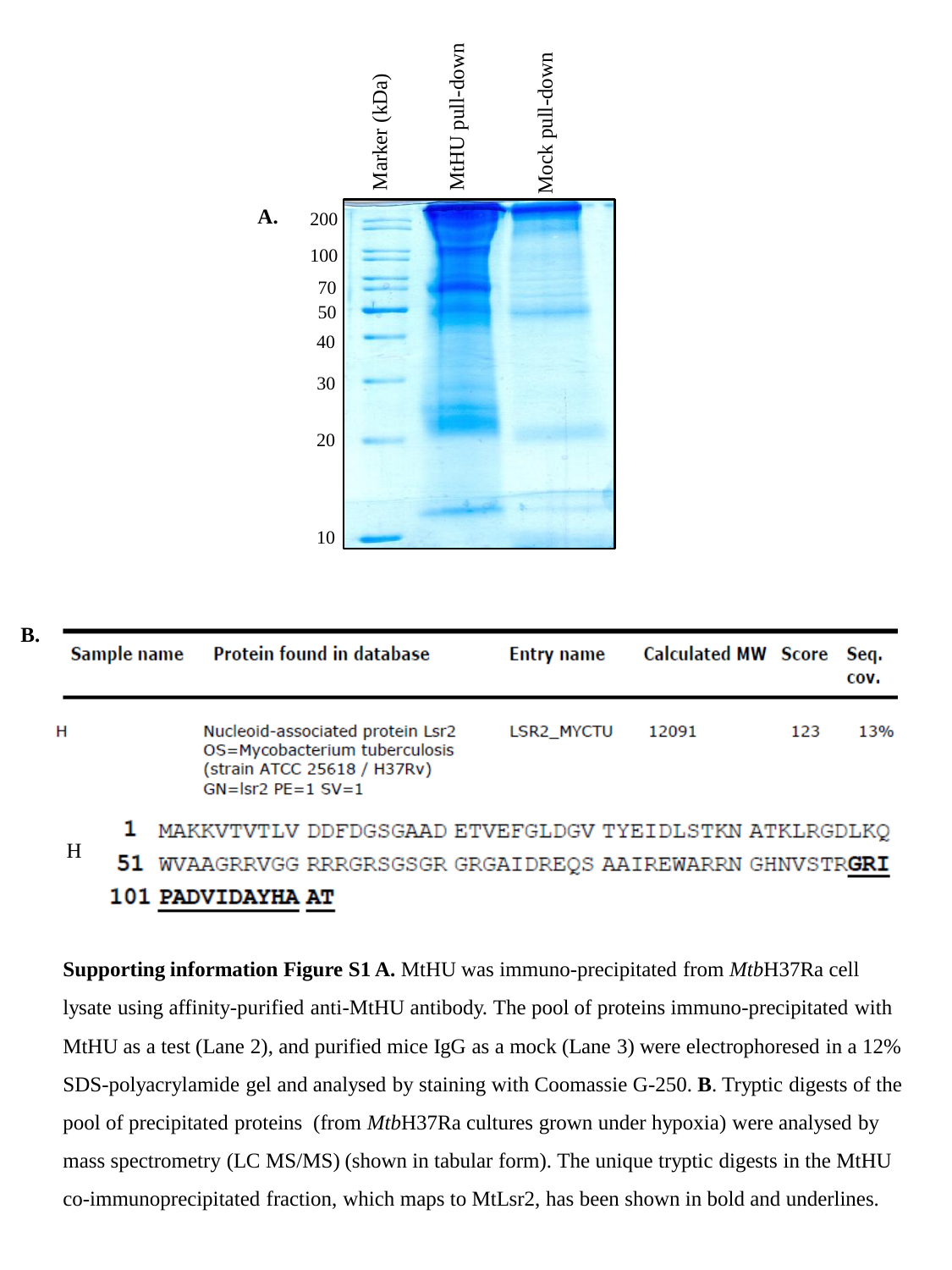**A.**

| Marker (kDa) | MtHU pull-down | Mock pull-down |
|---|---|---|
| 200 | | |
| 100 | | |
| 70 | | |
| 50 | | |
| 40 | | |
| 30 | | |
| 20 | | |
| 10 | | |

**B.**

| Sample name | Protein found in database | Entry name | Calculated MW | Score | Seq. cov. |
|---|---|---|---|---|---|
| H | Nucleoid-associated protein Lsr2 OS=Mycobacterium tuberculosis (strain ATCC 25618 / H37Rv) GN=lsr2 PE=1 SV=1 | LSR2_MYCTU | 12091 | 123 | 13% |

H

```
1   MAKKVTVTLV DDFDGSGAAD ETVEFGLDGV TYEIDLSTKN ATKLRGDLKQ
51  WVAAGRRVGG RRRGRSGSGR GRGAIDREQS AAIREWARRN GHNVSTRGRI
101 PADVIDAYHA AT
```

Bold and underlined (unique tryptic digest): **GRI PADVIDAYHA AT**

**Supporting information Figure S1 A.** MtHU was immuno-precipitated from *Mtb*H37Ra cell lysate using affinity-purified anti-MtHU antibody. The pool of proteins immuno-precipitated with MtHU as a test (Lane 2), and purified mice IgG as a mock (Lane 3) were electrophoresed in a 12% SDS-polyacrylamide gel and analysed by staining with Coomassie G-250. **B**. Tryptic digests of the pool of precipitated proteins (from *Mtb*H37Ra cultures grown under hypoxia) were analysed by mass spectrometry (LC MS/MS) (shown in tabular form). The unique tryptic digests in the MtHU co-immunoprecipitated fraction, which maps to MtLsr2, has been shown in bold and underlines.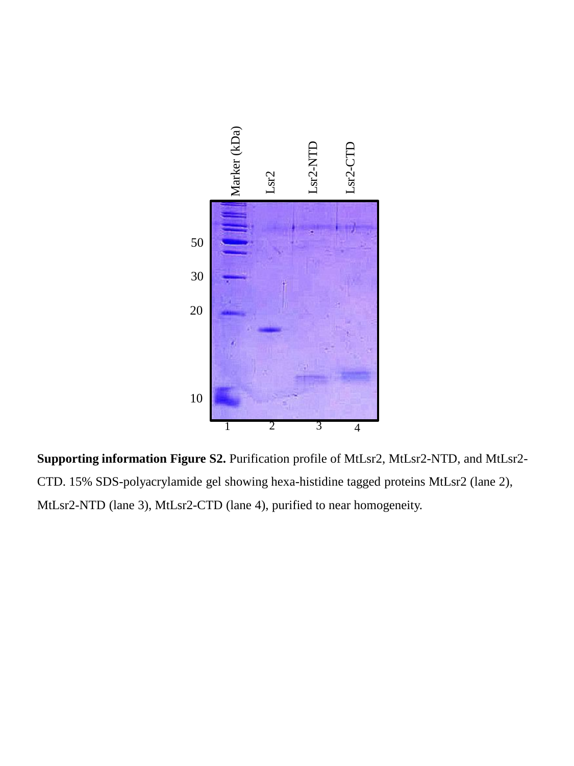**Supporting information Figure S2.** Purification profile of MtLsr2, MtLsr2-NTD, and MtLsr2-CTD. 15% SDS-polyacrylamide gel showing hexa-histidine tagged proteins MtLsr2 (lane 2), MtLsr2-NTD (lane 3), MtLsr2-CTD (lane 4), purified to near homogeneity.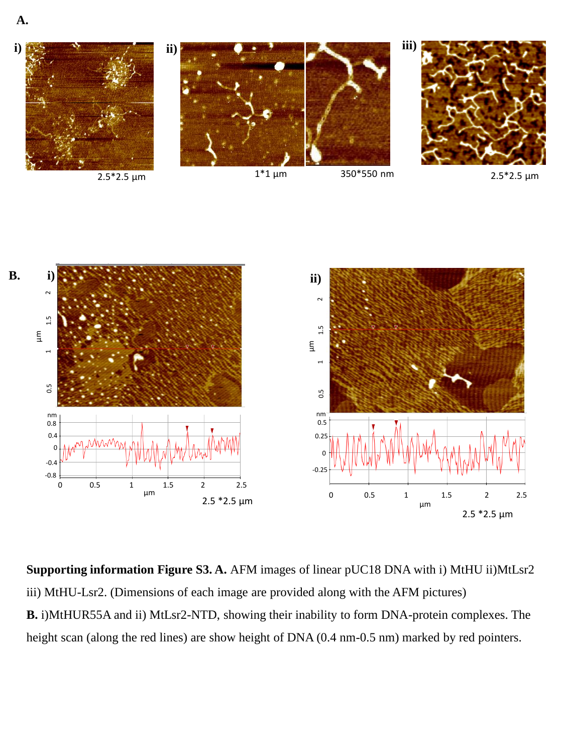**Supporting information Figure S3. A.** AFM images of linear pUC18 DNA with i) MtHU ii)MtLsr2 iii) MtHU-Lsr2. (Dimensions of each image are provided along with the AFM pictures)

**B.** i)MtHUR55A and ii) MtLsr2-NTD, showing their inability to form DNA-protein complexes. The height scan (along the red lines) are show height of DNA (0.4 nm-0.5 nm) marked by red pointers.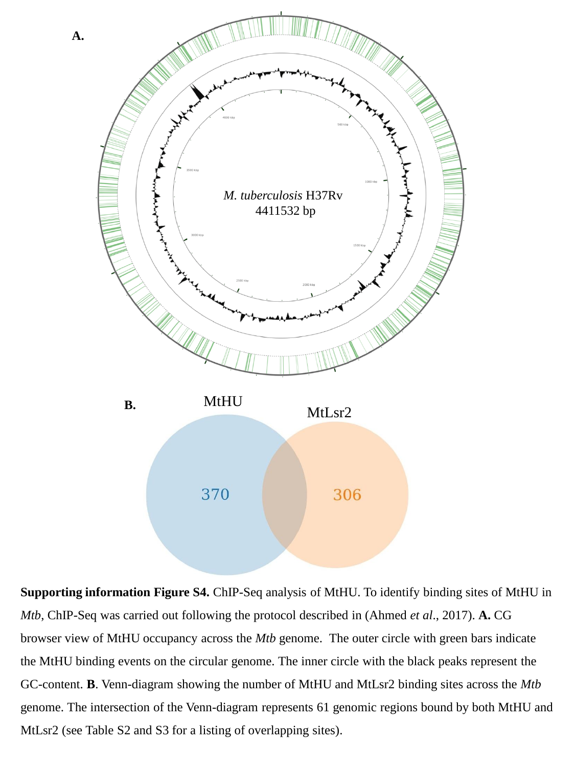**Supporting information Figure S4.** ChIP-Seq analysis of MtHU. To identify binding sites of MtHU in *Mtb*, ChIP-Seq was carried out following the protocol described in (Ahmed *et al*., 2017). **A.** CG browser view of MtHU occupancy across the *Mtb* genome. The outer circle with green bars indicate the MtHU binding events on the circular genome. The inner circle with the black peaks represent the GC-content. **B**. Venn-diagram showing the number of MtHU and MtLsr2 binding sites across the *Mtb* genome. The intersection of the Venn-diagram represents 61 genomic regions bound by both MtHU and MtLsr2 (see Table S2 and S3 for a listing of overlapping sites).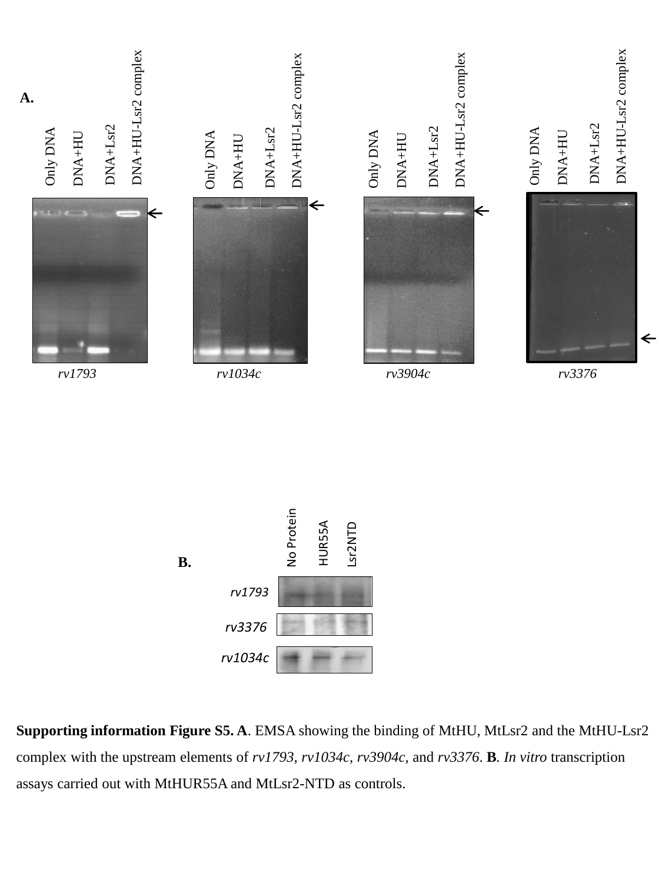**Supporting information Figure S5. A**. EMSA showing the binding of MtHU, MtLsr2 and the MtHU-Lsr2 complex with the upstream elements of *rv1793*, *rv1034c*, *rv3904c*, and *rv3376*. **B**. *In vitro* transcription assays carried out with MtHUR55A and MtLsr2-NTD as controls.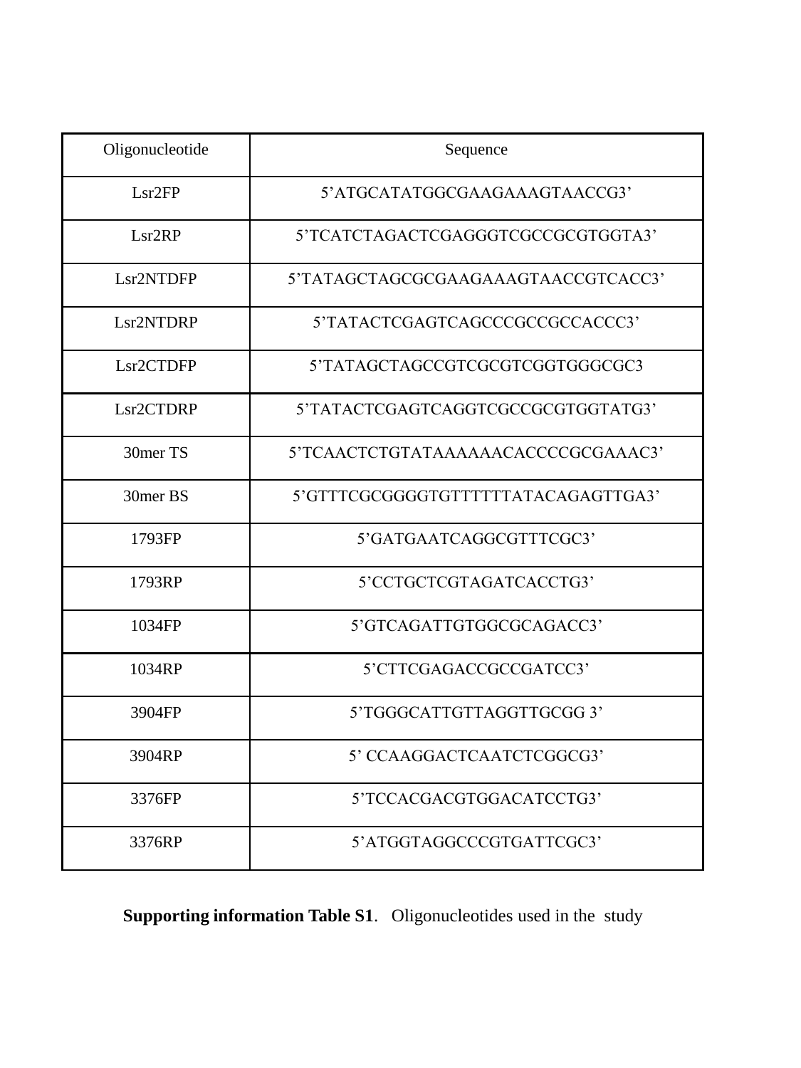| Oligonucleotide | Sequence |
|---|---|
| Lsr2FP | 5’ATGCATATGGCGAAGAAAGTAACCG3’ |
| Lsr2RP | 5’TCATCTAGACTCGAGGGTCGCCGCGTGGTA3’ |
| Lsr2NTDFP | 5’TATAGCTAGCGCGAAGAAAGTAACCGTCACC3’ |
| Lsr2NTDRP | 5’TATACTCGAGTCAGCCCGCCGCCACCC3’ |
| Lsr2CTDFP | 5’TATAGCTAGCCGTCGCGTCGGTGGGCGC3 |
| Lsr2CTDRP | 5’TATACTCGAGTCAGGTCGCCGCGTGGTATG3’ |
| 30mer TS | 5’TCAACTCTGTATAAAAAACACCCCGCGAAAC3’ |
| 30mer BS | 5’GTTTCGCGGGGTGTTTTTTATACAGAGTTGA3’ |
| 1793FP | 5’GATGAATCAGGCGTTTCGC3’ |
| 1793RP | 5’CCTGCTCGTAGATCACCTG3’ |
| 1034FP | 5’GTCAGATTGTGGCGCAGACC3’ |
| 1034RP | 5’CTTCGAGACCGCCGATCC3’ |
| 3904FP | 5’TGGGCATTGTTAGGTTGCGG 3’ |
| 3904RP | 5’ CCAAGGACTCAATCTCGGCG3’ |
| 3376FP | 5’TCCACGACGTGGACATCCTG3’ |
| 3376RP | 5’ATGGTAGGCCCGTGATTCGC3’ |

**Supporting information Table S1**. Oligonucleotides used in the study